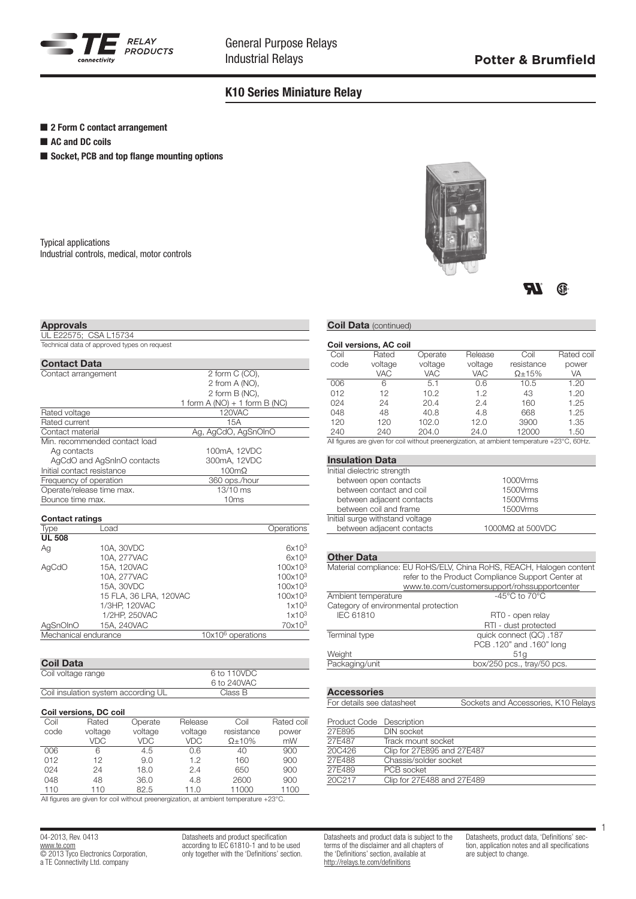General Purpose Relays
Industrial Relays

**Potter & Brumfield**

# K10 Series Miniature Relay

- **2 Form C contact arrangement**
- **AC and DC coils**
- **Socket, PCB and top flange mounting options**

Typical applications
Industrial controls, medical, motor controls

## Approvals

UL E22575; CSA L15734
Technical data of approved types on request

## Contact Data

| | |
|---|---|
| Contact arrangement | 2 form C (CO), 2 from A (NO), 2 form B (NC), 1 form A (NO) + 1 form B (NC) |
| Rated voltage | 120VAC |
| Rated current | 15A |
| Contact material | Ag, AgCdO, AgSnOInO |
| Min. recommended contact load | |
| Ag contacts | 100mA, 12VDC |
| AgCdO and AgSnInO contacts | 300mA, 12VDC |
| Initial contact resistance | 100mΩ |
| Frequency of operation | 360 ops./hour |
| Operate/release time max. | 13/10 ms |
| Bounce time max. | 10ms |

### Contact ratings

| Type | Load | Operations |
|---|---|---|
| **UL 508** | | |
| Ag | 10A, 30VDC | $6x10^3$ |
| | 10A, 277VAC | $6x10^3$ |
| AgCdO | 15A, 120VAC | $100x10^3$ |
| | 10A, 277VAC | $100x10^3$ |
| | 15A, 30VDC | $100x10^3$ |
| | 15 FLA, 36 LRA, 120VAC | $100x10^3$ |
| | 1/3HP, 120VAC | $1x10^3$ |
| | 1/2HP, 250VAC | $1x10^3$ |
| AgSnOInO | 15A, 240VAC | $70x10^3$ |
| Mechanical endurance | $10x10^6$ operations | |

## Coil Data

| | |
|---|---|
| Coil voltage range | 6 to 110VDC<br>6 to 240VAC |
| Coil insulation system according UL | Class B |

### Coil versions, DC coil

| Coil code | Rated voltage VDC | Operate voltage VDC | Release voltage VDC | Coil resistance Ω±10% | Rated coil power mW |
|---|---|---|---|---|---|
| 006 | 6 | 4.5 | 0.6 | 40 | 900 |
| 012 | 12 | 9.0 | 1.2 | 160 | 900 |
| 024 | 24 | 18.0 | 2.4 | 650 | 900 |
| 048 | 48 | 36.0 | 4.8 | 2600 | 900 |
| 110 | 110 | 82.5 | 11.0 | 11000 | 1100 |

All figures are given for coil without preenergization, at ambient temperature +23°C.

## Coil Data (continued)

### Coil versions, AC coil

| Coil code | Rated voltage VAC | Operate voltage VAC | Release voltage VAC | Coil resistance Ω±15% | Rated coil power VA |
|---|---|---|---|---|---|
| 006 | 6 | 5.1 | 0.6 | 10.5 | 1.20 |
| 012 | 12 | 10.2 | 1.2 | 43 | 1.20 |
| 024 | 24 | 20.4 | 2.4 | 160 | 1.25 |
| 048 | 48 | 40.8 | 4.8 | 668 | 1.25 |
| 120 | 120 | 102.0 | 12.0 | 3900 | 1.35 |
| 240 | 240 | 204.0 | 24.0 | 12000 | 1.50 |

All figures are given for coil without preenergization, at ambient temperature +23°C, 60Hz.

## Insulation Data

| | |
|---|---|
| Initial dielectric strength | |
| between open contacts | 1000Vrms |
| between contact and coil | 1500Vrms |
| between adjacent contacts | 1500Vrms |
| between coil and frame | 1500Vrms |
| Initial surge withstand voltage | |
| between adjacent contacts | 1000MΩ at 500VDC |

## Other Data

| | |
|---|---|
| Material compliance: EU RoHS/ELV, China RoHS, REACH, Halogen content | refer to the Product Compliance Support Center at www.te.com/customersupport/rohssupportcenter |
| Ambient temperature | -45°C to 70°C |
| Category of environmental protection | |
| IEC 61810 | RT0 - open relay<br>RTI - dust protected |
| Terminal type | quick connect (QC) .187<br>PCB .120" and .160" long |
| Weight | 51g |
| Packaging/unit | box/250 pcs., tray/50 pcs. |

## Accessories

For details see datasheet: Sockets and Accessories, K10 Relays

| Product Code | Description |
|---|---|
| 27E895 | DIN socket |
| 27E487 | Track mount socket |
| 20C426 | Clip for 27E895 and 27E487 |
| 27E488 | Chassis/solder socket |
| 27E489 | PCB socket |
| 20C217 | Clip for 27E488 and 27E489 |

04-2013, Rev. 0413
www.te.com
© 2013 Tyco Electronics Corporation, a TE Connectivity Ltd. company

Datasheets and product specification according to IEC 61810-1 and to be used only together with the 'Definitions' section.

Datasheets and product data is subject to the terms of the disclaimer and all chapters of the 'Definitions' section, available at http://relays.te.com/definitions

Datasheets, product data, 'Definitions' section, application notes and all specifications are subject to change.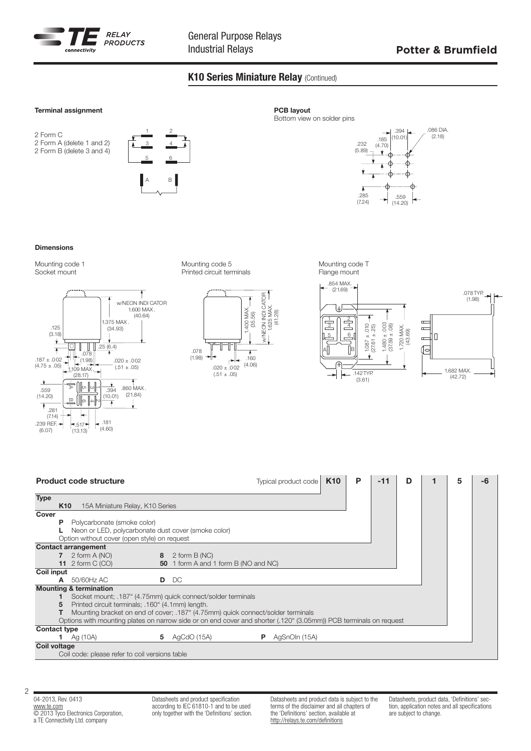## K10 Series Miniature Relay (Continued)

### Terminal assignment

2 Form C
2 Form A (delete 1 and 2)
2 Form B (delete 3 and 4)

### PCB layout

Bottom view on solder pins

### Dimensions

Mounting code 1
Socket mount

Mounting code 5
Printed circuit terminals

Mounting code T
Flange mount

### Product code structure

| Typical product code | K10 | P | -11 | D | 1 | 5 | -6 |
|---|---|---|---|---|---|---|---|

**Type**
- **K10** 15A Miniature Relay, K10 Series

**Cover**
- **P** Polycarbonate (smoke color)
- **L** Neon or LED, polycarbonate dust cover (smoke color)
- Option without cover (open style) on request

**Contact arrangement**
- **7** 2 form A (NO)
- **8** 2 form B (NC)
- **11** 2 form C (CO)
- **50** 1 form A and 1 form B (NO and NC)

**Coil input**
- **A** 50/60Hz AC
- **D** DC

**Mounting & termination**
- **1** Socket mount; .187" (4.75mm) quick connect/solder terminals
- **5** Printed circuit terminals; .160" (4.1mm) length.
- **T** Mounting bracket on end of cover; .187" (4.75mm) quick connect/solder terminals
- Options with mounting plates on narrow side or on end cover and shorter (.120" (3.05mm)) PCB terminals on request

**Contact type**
- **1** Ag (10A)
- **5** AgCdO (15A)
- **P** AgSnOIn (15A)

**Coil voltage**
- Coil code: please refer to coil versions table

04-2013, Rev. 0413
www.te.com
© 2013 Tyco Electronics Corporation, a TE Connectivity Ltd. company

Datasheets and product specification according to IEC 61810-1 and to be used only together with the 'Definitions' section.

Datasheets and product data is subject to the terms of the disclaimer and all chapters of the 'Definitions' section, available at http://relays.te.com/definitions

Datasheets, product data, 'Definitions' section, application notes and all specifications are subject to change.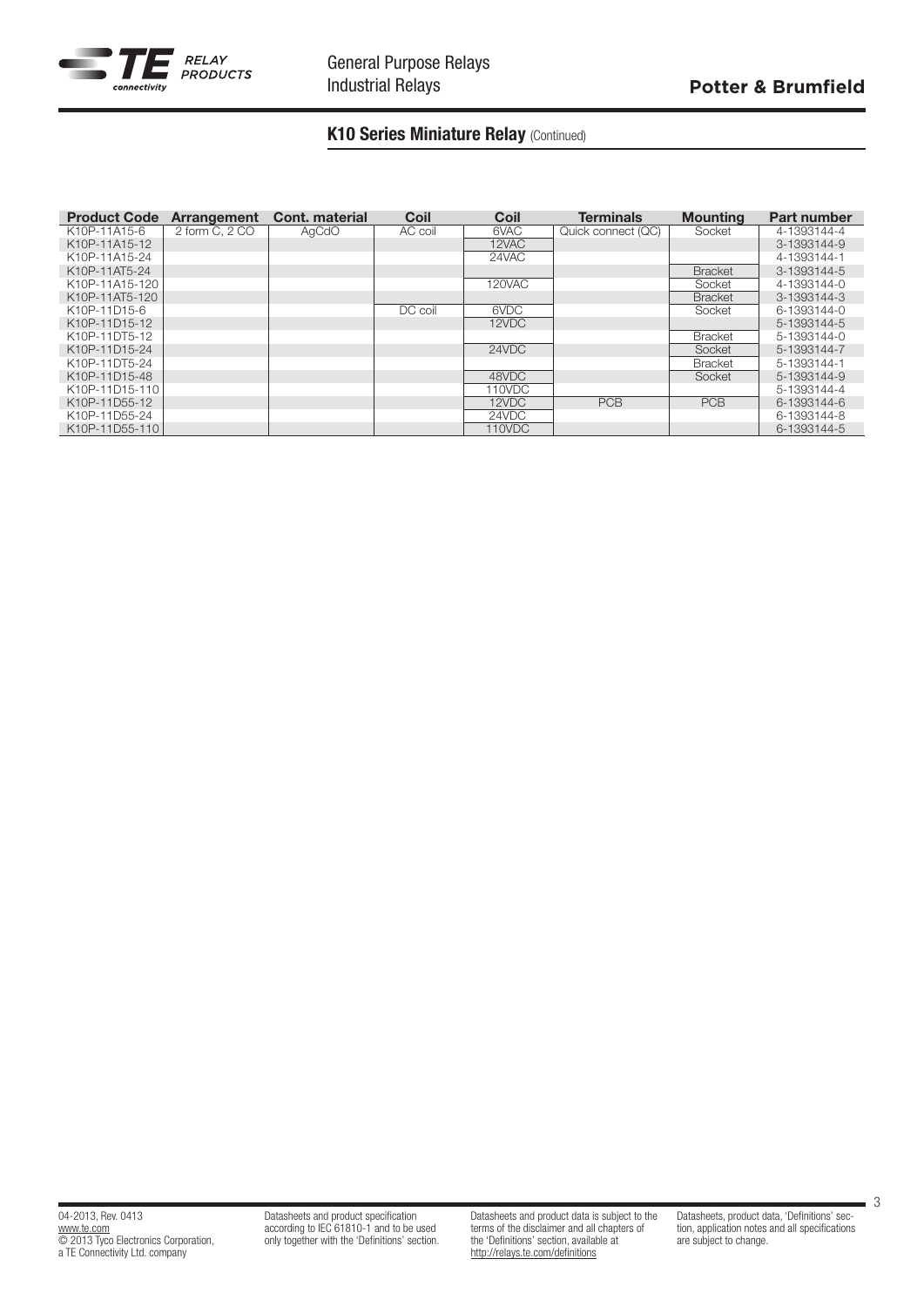## K10 Series Miniature Relay (Continued)

| Product Code | Arrangement | Cont. material | Coil | Coil | Terminals | Mounting | Part number |
|---|---|---|---|---|---|---|---|
| K10P-11A15-6 | 2 form C, 2 CO | AgCdO | AC coil | 6VAC | Quick connect (QC) | Socket | 4-1393144-4 |
| K10P-11A15-12 | | | | 12VAC | | | 3-1393144-9 |
| K10P-11A15-24 | | | | 24VAC | | | 4-1393144-1 |
| K10P-11AT5-24 | | | | | | Bracket | 3-1393144-5 |
| K10P-11A15-120 | | | | 120VAC | | Socket | 4-1393144-0 |
| K10P-11AT5-120 | | | | | | Bracket | 3-1393144-3 |
| K10P-11D15-6 | | | DC coil | 6VDC | | Socket | 6-1393144-0 |
| K10P-11D15-12 | | | | 12VDC | | | 5-1393144-5 |
| K10P-11DT5-12 | | | | | | Bracket | 5-1393144-0 |
| K10P-11D15-24 | | | | 24VDC | | Socket | 5-1393144-7 |
| K10P-11DT5-24 | | | | | | Bracket | 5-1393144-1 |
| K10P-11D15-48 | | | | 48VDC | | Socket | 5-1393144-9 |
| K10P-11D15-110 | | | | 110VDC | | | 5-1393144-4 |
| K10P-11D55-12 | | | | 12VDC | PCB | PCB | 6-1393144-6 |
| K10P-11D55-24 | | | | 24VDC | | | 6-1393144-8 |
| K10P-11D55-110 | | | | 110VDC | | | 6-1393144-5 |

04-2013, Rev. 0413
www.te.com
© 2013 Tyco Electronics Corporation, a TE Connectivity Ltd. company

Datasheets and product specification according to IEC 61810-1 and to be used only together with the 'Definitions' section.

Datasheets and product data is subject to the terms of the disclaimer and all chapters of the 'Definitions' section, available at http://relays.te.com/definitions

Datasheets, product data, 'Definitions' section, application notes and all specifications are subject to change.